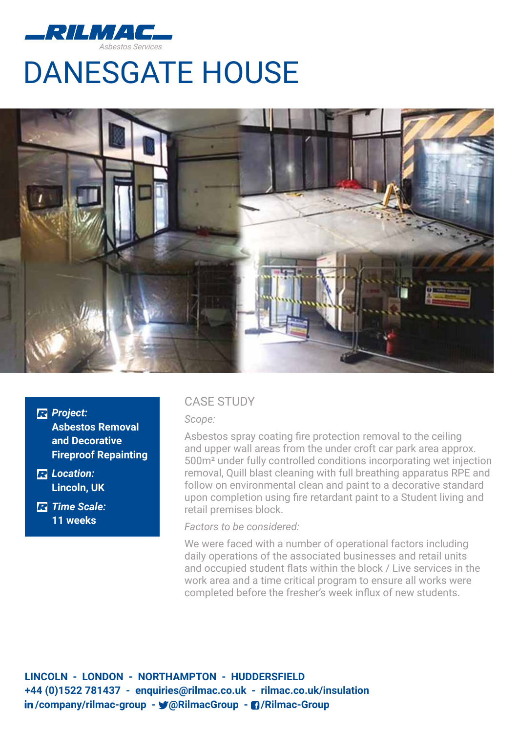RILMAC
Asbestos Services

# DANESGATE HOUSE

***Project:***
**Asbestos Removal and Decorative Fireproof Repainting**

***Location:***
**Lincoln, UK**

***Time Scale:***
**11 weeks**

## CASE STUDY

*Scope:*

Asbestos spray coating fire protection removal to the ceiling and upper wall areas from the under croft car park area approx. 500m² under fully controlled conditions incorporating wet injection removal, Quill blast cleaning with full breathing apparatus RPE and follow on environmental clean and paint to a decorative standard upon completion using fire retardant paint to a Student living and retail premises block.

*Factors to be considered:*

We were faced with a number of operational factors including daily operations of the associated businesses and retail units and occupied student flats within the block / Live services in the work area and a time critical program to ensure all works were completed before the fresher's week influx of new students.

**LINCOLN - LONDON - NORTHAMPTON - HUDDERSFIELD**
**+44 (0)1522 781437 - enquiries@rilmac.co.uk - rilmac.co.uk/insulation**
**/company/rilmac-group - @RilmacGroup - /Rilmac-Group**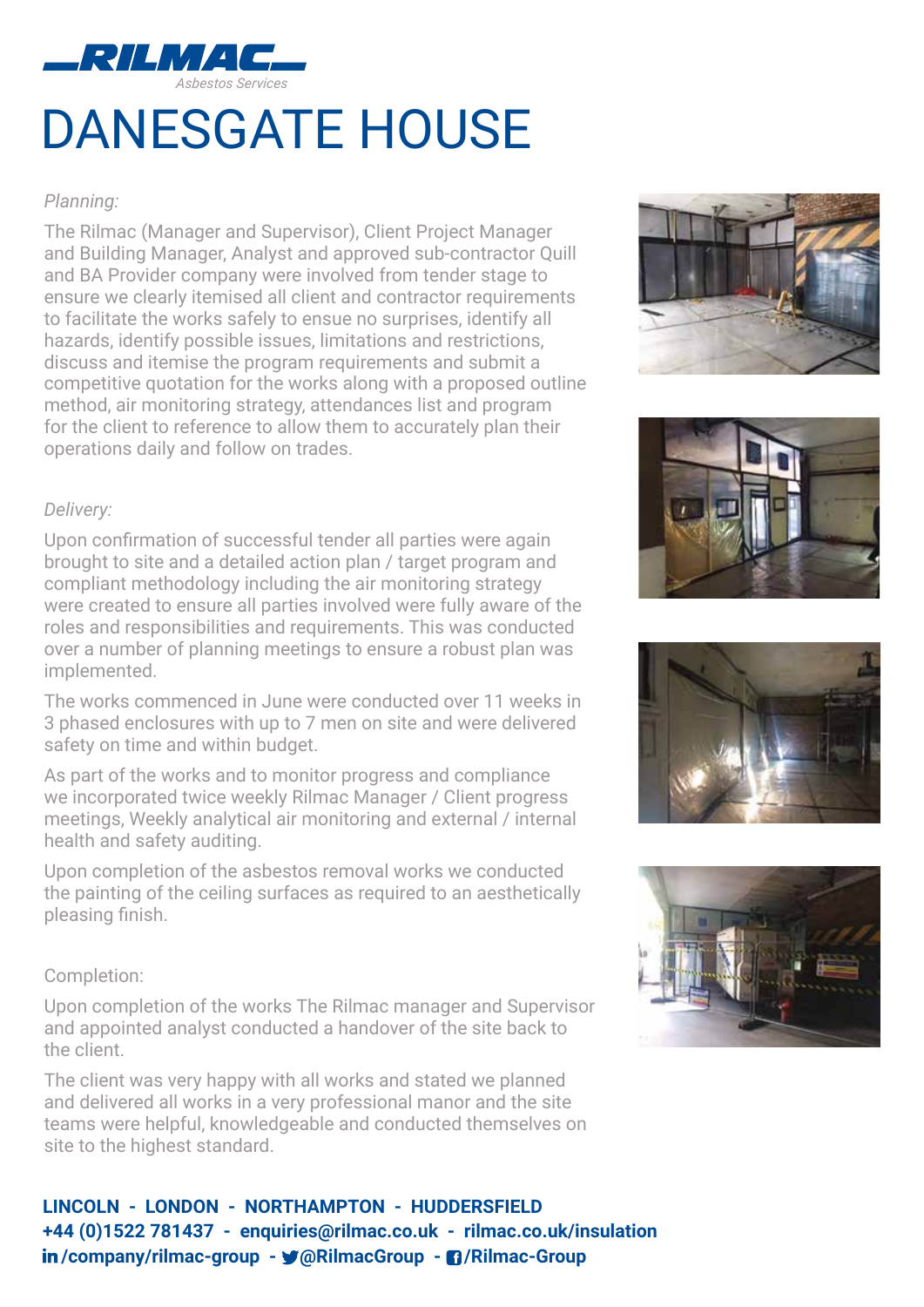RILMAC
*Asbestos Services*

# DANESGATE HOUSE

*Planning:*

The Rilmac (Manager and Supervisor), Client Project Manager and Building Manager, Analyst and approved sub-contractor Quill and BA Provider company were involved from tender stage to ensure we clearly itemised all client and contractor requirements to facilitate the works safely to ensue no surprises, identify all hazards, identify possible issues, limitations and restrictions, discuss and itemise the program requirements and submit a competitive quotation for the works along with a proposed outline method, air monitoring strategy, attendances list and program for the client to reference to allow them to accurately plan their operations daily and follow on trades.

*Delivery:*

Upon confirmation of successful tender all parties were again brought to site and a detailed action plan / target program and compliant methodology including the air monitoring strategy were created to ensure all parties involved were fully aware of the roles and responsibilities and requirements. This was conducted over a number of planning meetings to ensure a robust plan was implemented.

The works commenced in June were conducted over 11 weeks in 3 phased enclosures with up to 7 men on site and were delivered safety on time and within budget.

As part of the works and to monitor progress and compliance we incorporated twice weekly Rilmac Manager / Client progress meetings, Weekly analytical air monitoring and external / internal health and safety auditing.

Upon completion of the asbestos removal works we conducted the painting of the ceiling surfaces as required to an aesthetically pleasing finish.

Completion:

Upon completion of the works The Rilmac manager and Supervisor and appointed analyst conducted a handover of the site back to the client.

The client was very happy with all works and stated we planned and delivered all works in a very professional manor and the site teams were helpful, knowledgeable and conducted themselves on site to the highest standard.

**LINCOLN - LONDON - NORTHAMPTON - HUDDERSFIELD**
**+44 (0)1522 781437 - enquiries@rilmac.co.uk - rilmac.co.uk/insulation**
**in /company/rilmac-group - @RilmacGroup - /Rilmac-Group**